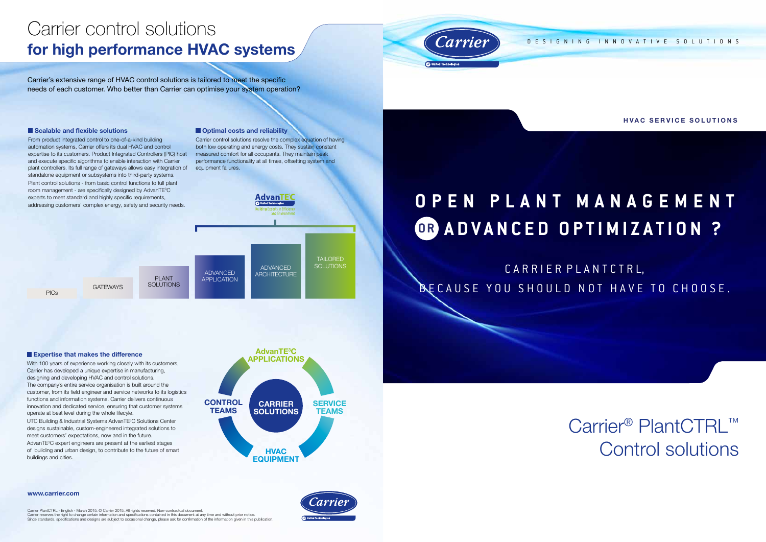# Carrier control solutions
## for high performance HVAC systems

Carrier's extensive range of HVAC control solutions is tailored to meet the specific needs of each customer. Who better than Carrier can optimise your system operation?

### Scalable and flexible solutions

From product integrated control to one-of-a-kind building automation systems, Carrier offers its dual HVAC and control expertise to its customers. Product Integrated Controllers (PIC) host and execute specific algorithms to enable interaction with Carrier plant controllers. Its full range of gateways allows easy integration of standalone equipment or subsystems into third-party systems.

Plant control solutions - from basic control functions to full plant room management - are specifically designed by AdvanTE³C experts to meet standard and highly specific requirements, addressing customers' complex energy, safety and security needs.

### Optimal costs and reliability

Carrier control solutions resolve the complex equation of having both low operating and energy costs. They sustain constant measured comfort for all occupants. They maintain peak performance functionality at all times, offsetting system and equipment failures.

AdvanTEC – United Technologies – Building Experts in Efficiency and Environment

PICs | GATEWAYS | PLANT SOLUTIONS | ADVANCED APPLICATION | ADVANCED ARCHITECTURE | TAILORED SOLUTIONS

### Expertise that makes the difference

With 100 years of experience working closely with its customers, Carrier has developed a unique expertise in manufacturing, designing and developing HVAC and control solutions.

The company's entire service organisation is built around the customer, from its field engineer and service networks to its logistics functions and information systems. Carrier delivers continuous innovation and dedicated service, ensuring that customer systems operate at best level during the whole lifecycle.

UTC Building & Industrial Systems AdvanTE³C Solutions Center designs sustainable, custom-engineered integrated solutions to meet customers' expectations, now and in the future.

AdvanTE³C expert engineers are present at the earliest stages of building and urban design, to contribute to the future of smart buildings and cities.

CARRIER SOLUTIONS: AdvanTE³C APPLICATIONS – SERVICE TEAMS – HVAC EQUIPMENT – CONTROL TEAMS

**www.carrier.com**

Carrier PlantCTRL - English - March 2015. © Carrier 2015. All rights reserved. Non-contractual document.
Carrier reserves the right to change certain information and specifications contained in this document at any time and without prior notice.
Since standards, specifications and designs are subject to occasional change, please ask for confirmation of the information given in this publication.

---

Carrier – United Technologies

DESIGNING INNOVATIVE SOLUTIONS

**HVAC SERVICE SOLUTIONS**

# OPEN PLANT MANAGEMENT OR ADVANCED OPTIMIZATION ?

CARRIER PLANTCTRL,
BECAUSE YOU SHOULD NOT HAVE TO CHOOSE.

# Carrier® PlantCTRL™ Control solutions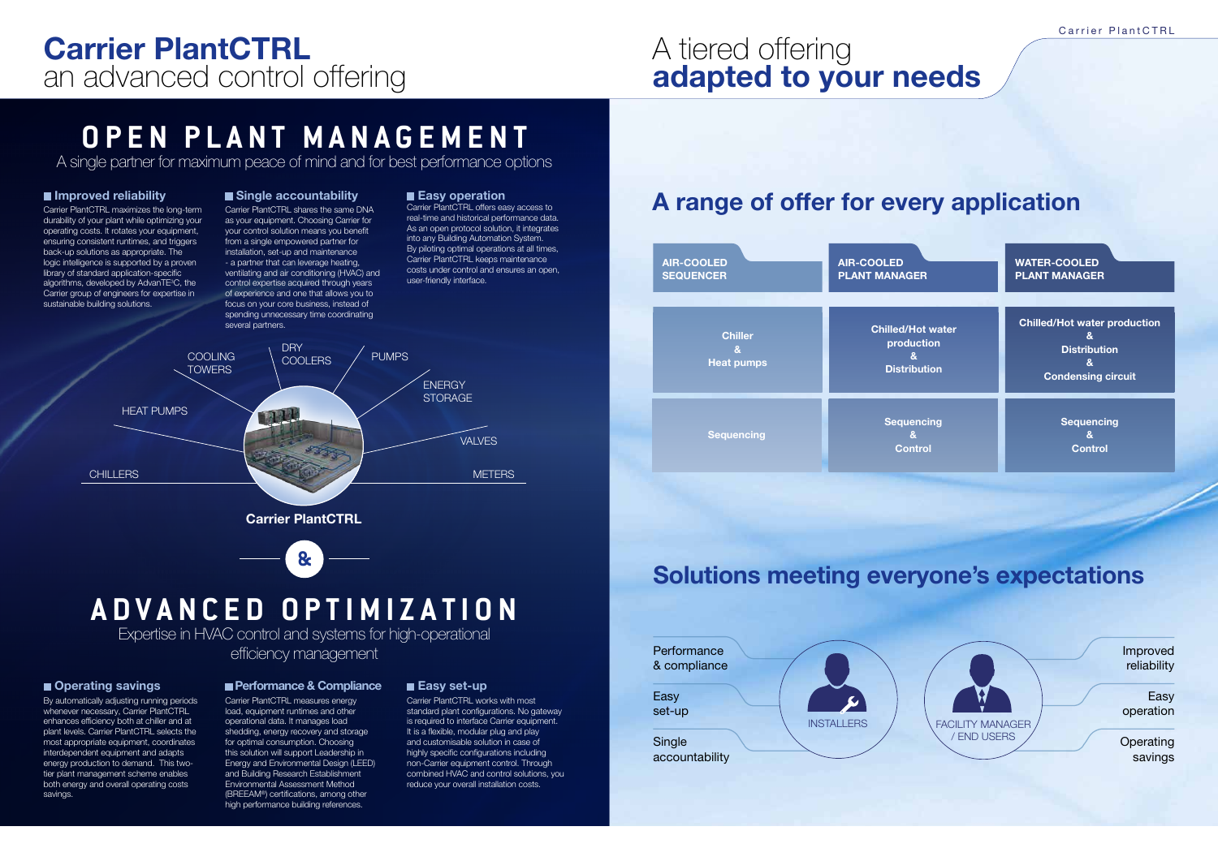# Carrier PlantCTRL
an advanced control offering

## OPEN PLANT MANAGEMENT
A single partner for maximum peace of mind and for best performance options

### Improved reliability
Carrier PlantCTRL maximizes the long-term durability of your plant while optimizing your operating costs. It rotates your equipment, ensuring consistent runtimes, and triggers back-up solutions as appropriate. The logic intelligence is supported by a proven library of standard application-specific algorithms, developed by AdvanTE³C, the Carrier group of engineers for expertise in sustainable building solutions.

### Single accountability
Carrier PlantCTRL shares the same DNA as your equipment. Choosing Carrier for your control solution means you benefit from a single empowered partner for installation, set-up and maintenance - a partner that can leverage heating, ventilating and air conditioning (HVAC) and control expertise acquired through years of experience and one that allows you to focus on your core business, instead of spending unnecessary time coordinating several partners.

### Easy operation
Carrier PlantCTRL offers easy access to real-time and historical performance data. As an open protocol solution, it integrates into any Building Automation System. By piloting optimal operations at all times, Carrier PlantCTRL keeps maintenance costs under control and ensures an open, user-friendly interface.

COOLING TOWERS
DRY COOLERS
PUMPS
ENERGY STORAGE
HEAT PUMPS
VALVES
CHILLERS
METERS

Carrier PlantCTRL

&

## ADVANCED OPTIMIZATION
Expertise in HVAC control and systems for high-operational efficiency management

### Operating savings
By automatically adjusting running periods whenever necessary, Carrier PlantCTRL enhances efficiency both at chiller and at plant levels. Carrier PlantCTRL selects the most appropriate equipment, coordinates interdependent equipment and adapts energy production to demand. This two-tier plant management scheme enables both energy and overall operating costs savings.

### Performance & Compliance
Carrier PlantCTRL measures energy load, equipment runtimes and other operational data. It manages load shedding, energy recovery and storage for optimal consumption. Choosing this solution will support Leadership in Energy and Environmental Design (LEED) and Building Research Establishment Environmental Assessment Method (BREEAM®) certifications, among other high performance building references.

### Easy set-up
Carrier PlantCTRL works with most standard plant configurations. No gateway is required to interface Carrier equipment. It is a flexible, modular plug and play and customisable solution in case of highly specific configurations including non-Carrier equipment control. Through combined HVAC and control solutions, you reduce your overall installation costs.

# A tiered offering **adapted to your needs**

## A range of offer for every application

| AIR-COOLED SEQUENCER | AIR-COOLED PLANT MANAGER | WATER-COOLED PLANT MANAGER |
|---|---|---|
| Chiller & Heat pumps | Chilled/Hot water production & Distribution | Chilled/Hot water production & Distribution & Condensing circuit |
| Sequencing | Sequencing & Control | Sequencing & Control |

## Solutions meeting everyone's expectations

INSTALLERS:
- Performance & compliance
- Easy set-up
- Single accountability

FACILITY MANAGER / END USERS:
- Improved reliability
- Easy operation
- Operating savings